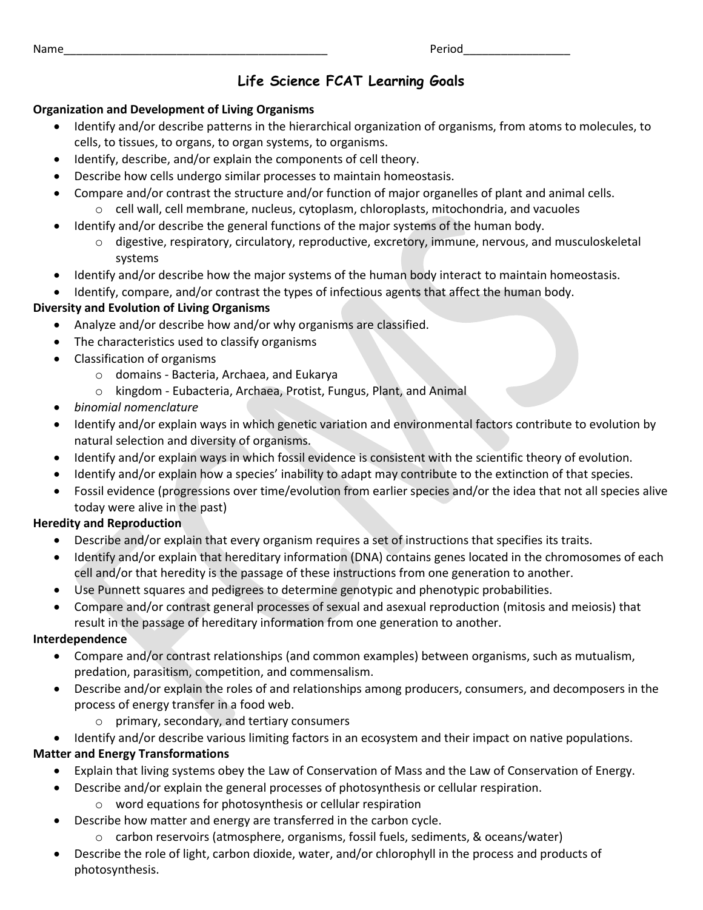Name\_\_\_\_\_\_\_\_\_\_\_\_\_\_\_\_\_\_\_\_\_\_\_\_\_\_\_\_\_\_\_\_\_\_\_\_\_\_\_\_\_\_ Period\_\_\_\_\_\_\_\_\_\_\_\_\_\_\_\_\_

# Life Science FCAT Learning Goals

**Organization and Development of Living Organisms**

- Identify and/or describe patterns in the hierarchical organization of organisms, from atoms to molecules, to cells, to tissues, to organs, to organ systems, to organisms.
- Identify, describe, and/or explain the components of cell theory.
- Describe how cells undergo similar processes to maintain homeostasis.
- Compare and/or contrast the structure and/or function of major organelles of plant and animal cells.
  - cell wall, cell membrane, nucleus, cytoplasm, chloroplasts, mitochondria, and vacuoles
- Identify and/or describe the general functions of the major systems of the human body.
  - digestive, respiratory, circulatory, reproductive, excretory, immune, nervous, and musculoskeletal systems
- Identify and/or describe how the major systems of the human body interact to maintain homeostasis.
- Identify, compare, and/or contrast the types of infectious agents that affect the human body.

**Diversity and Evolution of Living Organisms**

- Analyze and/or describe how and/or why organisms are classified.
- The characteristics used to classify organisms
- Classification of organisms
  - domains - Bacteria, Archaea, and Eukarya
  - kingdom - Eubacteria, Archaea, Protist, Fungus, Plant, and Animal
- *binomial nomenclature*
- Identify and/or explain ways in which genetic variation and environmental factors contribute to evolution by natural selection and diversity of organisms.
- Identify and/or explain ways in which fossil evidence is consistent with the scientific theory of evolution.
- Identify and/or explain how a species' inability to adapt may contribute to the extinction of that species.
- Fossil evidence (progressions over time/evolution from earlier species and/or the idea that not all species alive today were alive in the past)

**Heredity and Reproduction**

- Describe and/or explain that every organism requires a set of instructions that specifies its traits.
- Identify and/or explain that hereditary information (DNA) contains genes located in the chromosomes of each cell and/or that heredity is the passage of these instructions from one generation to another.
- Use Punnett squares and pedigrees to determine genotypic and phenotypic probabilities.
- Compare and/or contrast general processes of sexual and asexual reproduction (mitosis and meiosis) that result in the passage of hereditary information from one generation to another.

**Interdependence**

- Compare and/or contrast relationships (and common examples) between organisms, such as mutualism, predation, parasitism, competition, and commensalism.
- Describe and/or explain the roles of and relationships among producers, consumers, and decomposers in the process of energy transfer in a food web.
  - primary, secondary, and tertiary consumers
- Identify and/or describe various limiting factors in an ecosystem and their impact on native populations.

**Matter and Energy Transformations**

- Explain that living systems obey the Law of Conservation of Mass and the Law of Conservation of Energy.
- Describe and/or explain the general processes of photosynthesis or cellular respiration.
  - word equations for photosynthesis or cellular respiration
- Describe how matter and energy are transferred in the carbon cycle.
  - carbon reservoirs (atmosphere, organisms, fossil fuels, sediments, & oceans/water)
- Describe the role of light, carbon dioxide, water, and/or chlorophyll in the process and products of photosynthesis.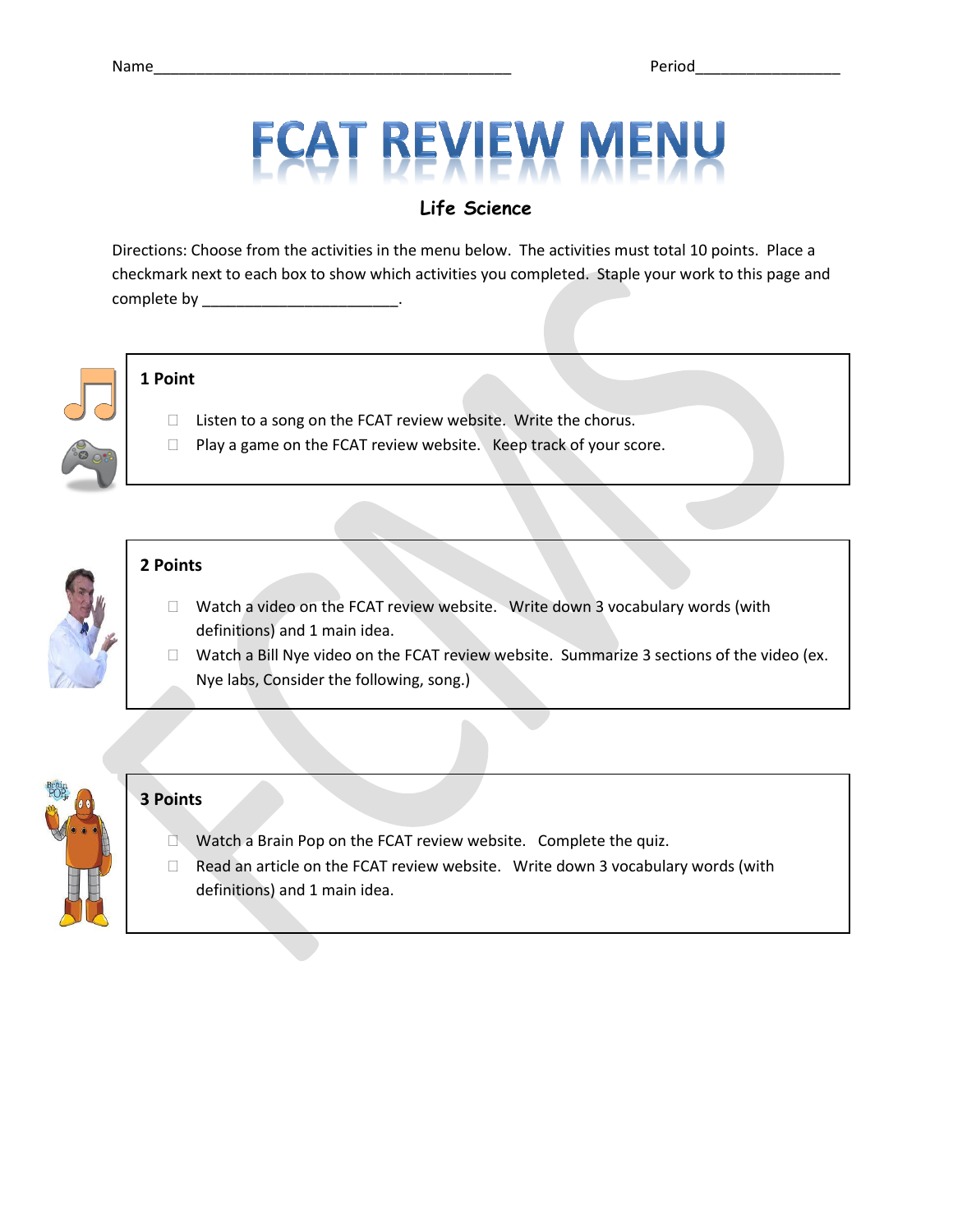Name_________________________________________ Period_________________

# FCAT REVIEW MENU

## Life Science

Directions: Choose from the activities in the menu below. The activities must total 10 points. Place a checkmark next to each box to show which activities you completed. Staple your work to this page and complete by ______________________.

### 1 Point

- ☐ Listen to a song on the FCAT review website. Write the chorus.
- ☐ Play a game on the FCAT review website. Keep track of your score.

### 2 Points

- ☐ Watch a video on the FCAT review website. Write down 3 vocabulary words (with definitions) and 1 main idea.
- ☐ Watch a Bill Nye video on the FCAT review website. Summarize 3 sections of the video (ex. Nye labs, Consider the following, song.)

### 3 Points

- ☐ Watch a Brain Pop on the FCAT review website. Complete the quiz.
- ☐ Read an article on the FCAT review website. Write down 3 vocabulary words (with definitions) and 1 main idea.